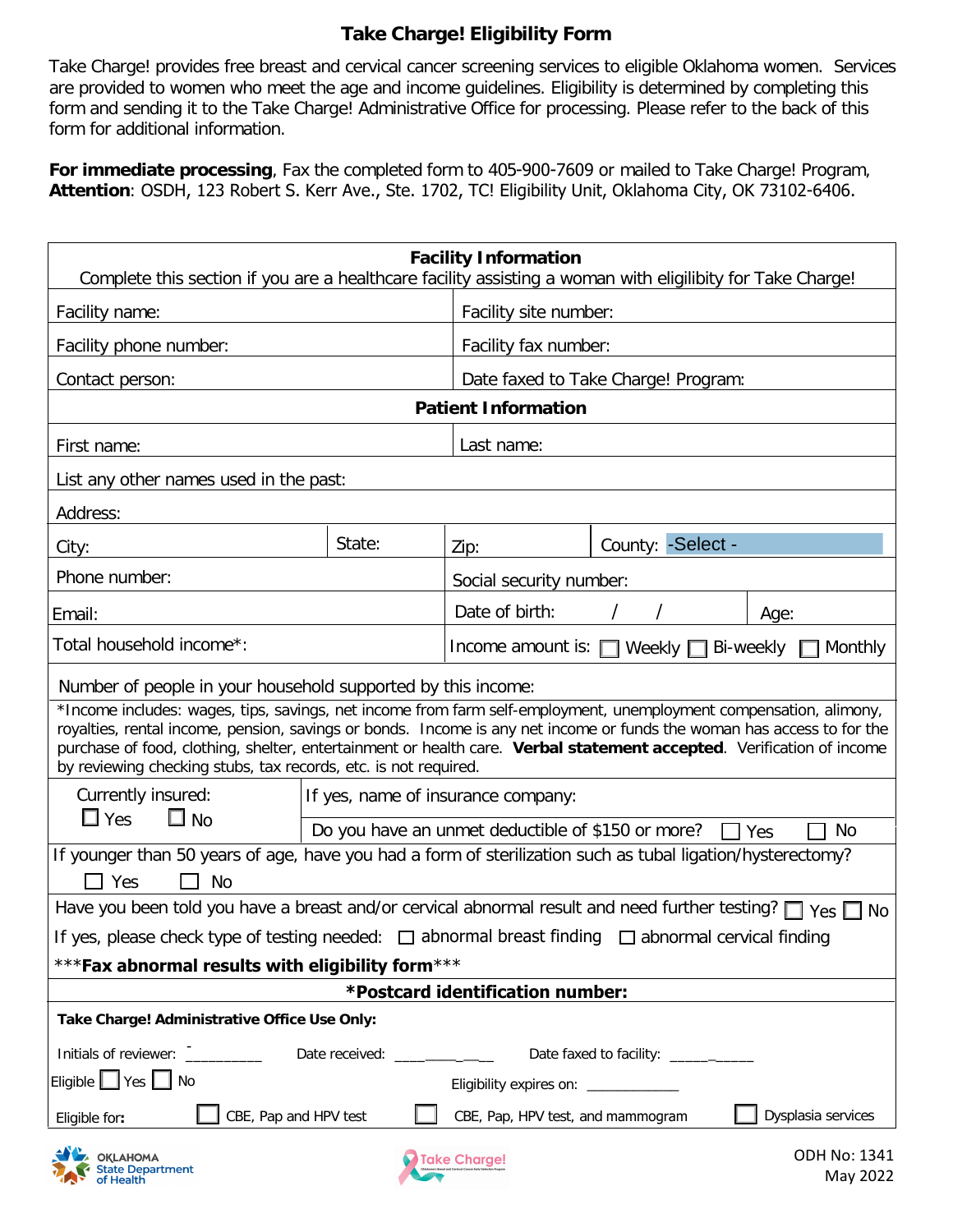# Take Charge! Eligibility Form

Take Charge! provides free breast and cervical cancer screening services to eligible Oklahoma women. Services are provided to women who meet the age and income guidelines. Eligibility is determined by completing this form and sending it to the Take Charge! Administrative Office for processing. Please refer to the back of this form for additional information.

**For immediate processing**, Fax the completed form to 405-900-7609 or mailed to Take Charge! Program, **Attention**: OSDH, 123 Robert S. Kerr Ave., Ste. 1702, TC! Eligibility Unit, Oklahoma City, OK 73102-6406.

## Facility Information

Complete this section if you are a healthcare facility assisting a woman with eligilibity for Take Charge!

| | |
|---|---|
| Facility name: | Facility site number: |
| Facility phone number: | Facility fax number: |
| Contact person: | Date faxed to Take Charge! Program: |

## Patient Information

| | | | |
|---|---|---|---|
| First name: | | Last name: | |
| List any other names used in the past: | | | |
| Address: | | | |
| City: | State: | Zip: | County: -Select - |
| Phone number: | | Social security number: | |
| Email: | | Date of birth: / / | Age: |
| Total household income*: | | Income amount is: ☐ Weekly ☐ Bi-weekly ☐ Monthly | |

Number of people in your household supported by this income:

*Income includes: wages, tips, savings, net income from farm self-employment, unemployment compensation, alimony, royalties, rental income, pension, savings or bonds. Income is any net income or funds the woman has access to for the purchase of food, clothing, shelter, entertainment or health care. **Verbal statement accepted**. Verification of income by reviewing checking stubs, tax records, etc. is not required.

| | |
|---|---|
| Currently insured: ☐ Yes ☐ No | If yes, name of insurance company: |
| | Do you have an unmet deductible of $150 or more? ☐ Yes ☐ No |

If younger than 50 years of age, have you had a form of sterilization such as tubal ligation/hysterectomy?
☐ Yes ☐ No

Have you been told you have a breast and/or cervical abnormal result and need further testing? ☐ Yes ☐ No

If yes, please check type of testing needed: ☐ abnormal breast finding ☐ abnormal cervical finding

***Fax abnormal results with eligibility form***

**\*Postcard identification number:**

**Take Charge! Administrative Office Use Only:**

Initials of reviewer: __________ Date received: ___________ Date faxed to facility: ___________

Eligible ☐ Yes ☐ No Eligibility expires on: ____________

Eligible for: ☐ CBE, Pap and HPV test ☐ CBE, Pap, HPV test, and mammogram ☐ Dysplasia services

ODH No: 1341
May 2022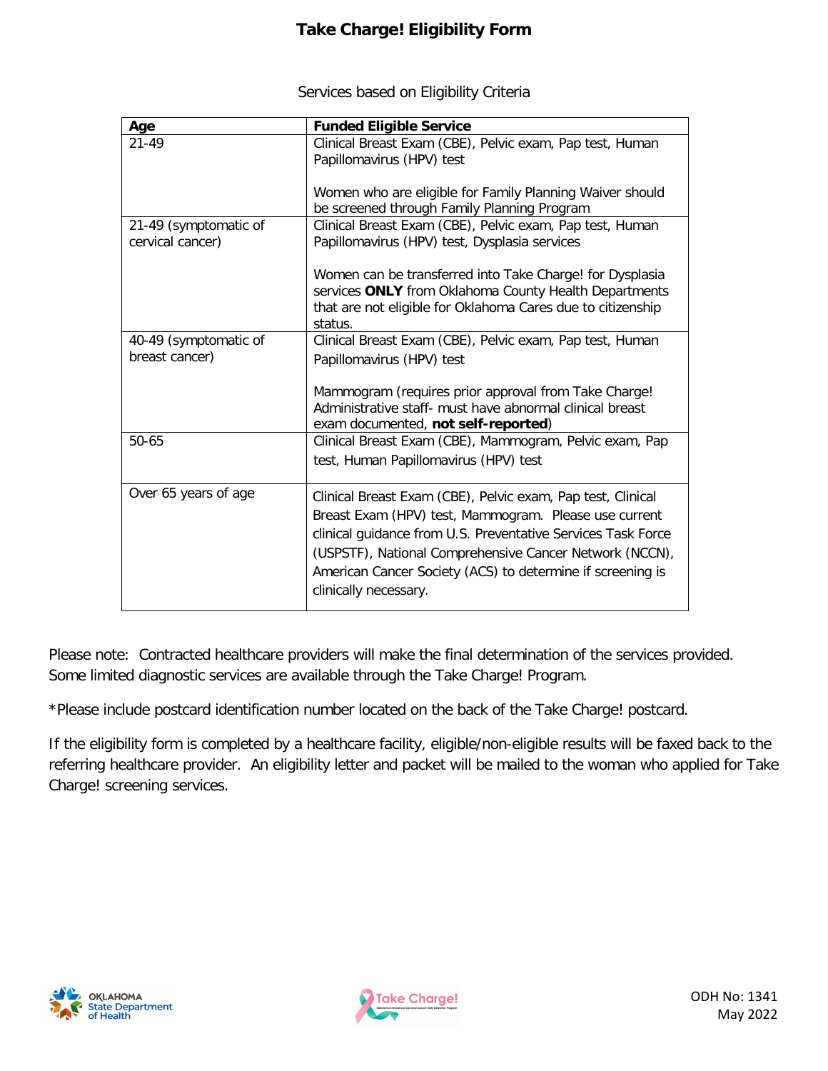# Take Charge! Eligibility Form

Services based on Eligibility Criteria

| Age | Funded Eligible Service |
|---|---|
| 21-49 | Clinical Breast Exam (CBE), Pelvic exam, Pap test, Human Papillomavirus (HPV) test<br><br>Women who are eligible for Family Planning Waiver should be screened through Family Planning Program |
| 21-49 (symptomatic of cervical cancer) | Clinical Breast Exam (CBE), Pelvic exam, Pap test, Human Papillomavirus (HPV) test, Dysplasia services<br><br>Women can be transferred into Take Charge! for Dysplasia services **ONLY** from Oklahoma County Health Departments that are not eligible for Oklahoma Cares due to citizenship status. |
| 40-49 (symptomatic of breast cancer) | Clinical Breast Exam (CBE), Pelvic exam, Pap test, Human Papillomavirus (HPV) test<br><br>Mammogram (requires prior approval from Take Charge! Administrative staff- must have abnormal clinical breast exam documented, **not self-reported**) |
| 50-65 | Clinical Breast Exam (CBE), Mammogram, Pelvic exam, Pap test, Human Papillomavirus (HPV) test |
| Over 65 years of age | Clinical Breast Exam (CBE), Pelvic exam, Pap test, Clinical Breast Exam (HPV) test, Mammogram. Please use current clinical guidance from U.S. Preventative Services Task Force (USPSTF), National Comprehensive Cancer Network (NCCN), American Cancer Society (ACS) to determine if screening is clinically necessary. |

Please note: Contracted healthcare providers will make the final determination of the services provided. Some limited diagnostic services are available through the Take Charge! Program.

*Please include postcard identification number located on the back of the Take Charge! postcard.

If the eligibility form is completed by a healthcare facility, eligible/non-eligible results will be faxed back to the referring healthcare provider. An eligibility letter and packet will be mailed to the woman who applied for Take Charge! screening services.

ODH No: 1341
May 2022